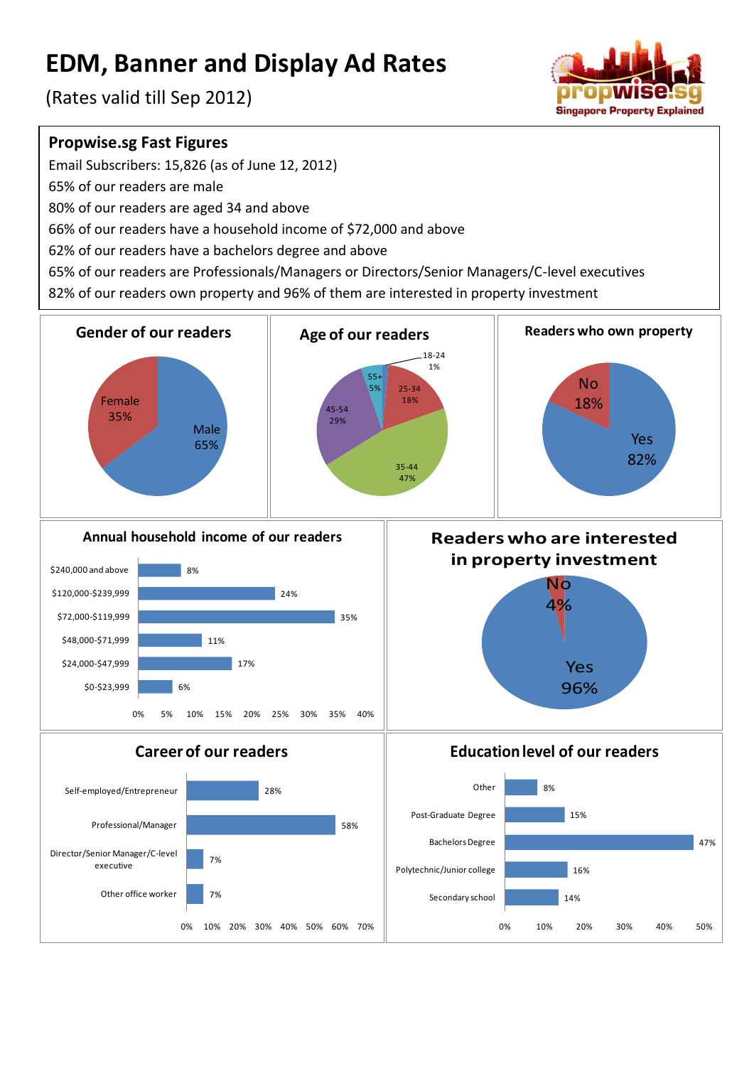# EDM, Banner and Display Ad Rates

(Rates valid till Sep 2012)

propwise.sg
Singapore Property Explained

## Propwise.sg Fast Figures

Email Subscribers: 15,826 (as of June 12, 2012)

65% of our readers are male

80% of our readers are aged 34 and above

66% of our readers have a household income of $72,000 and above

62% of our readers have a bachelors degree and above

65% of our readers are Professionals/Managers or Directors/Senior Managers/C-level executives

82% of our readers own property and 96% of them are interested in property investment

### Gender of our readers

| Gender | % |
|---|---|
| Male | 65% |
| Female | 35% |

### Age of our readers

| Age | % |
|---|---|
| 18-24 | 1% |
| 25-34 | 18% |
| 35-44 | 47% |
| 45-54 | 29% |
| 55+ | 5% |

### Readers who own property

| | % |
|---|---|
| Yes | 82% |
| No | 18% |

### Annual household income of our readers

| Income | % |
|---|---|
| $240,000 and above | 8% |
| $120,000-$239,999 | 24% |
| $72,000-$119,999 | 35% |
| $48,000-$71,999 | 11% |
| $24,000-$47,999 | 17% |
| $0-$23,999 | 6% |

### Readers who are interested in property investment

| | % |
|---|---|
| Yes | 96% |
| No | 4% |

### Career of our readers

| Career | % |
|---|---|
| Self-employed/Entrepreneur | 28% |
| Professional/Manager | 58% |
| Director/Senior Manager/C-level executive | 7% |
| Other office worker | 7% |

### Education level of our readers

| Education | % |
|---|---|
| Other | 8% |
| Post-Graduate Degree | 15% |
| Bachelors Degree | 47% |
| Polytechnic/Junior college | 16% |
| Secondary school | 14% |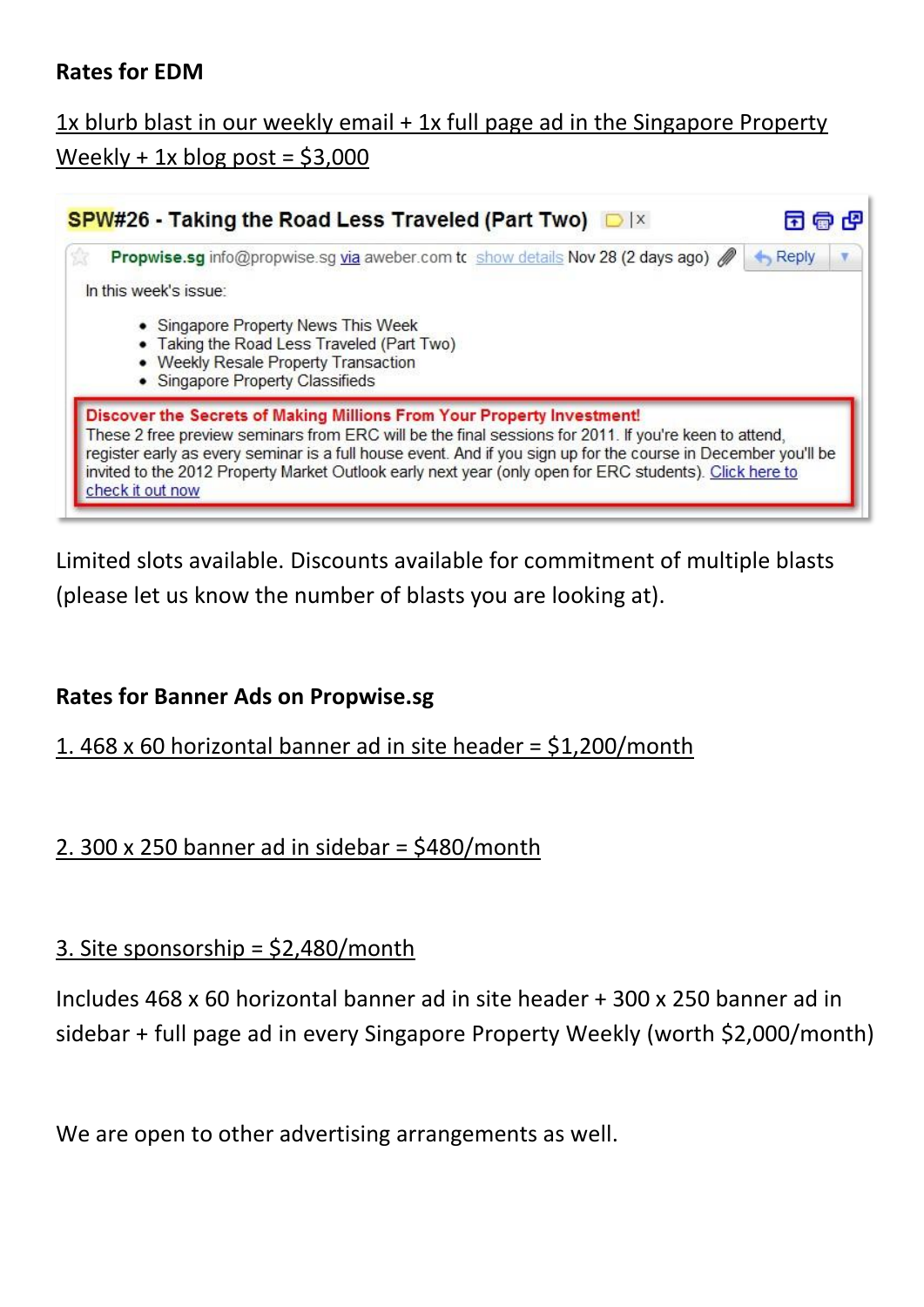**Rates for EDM**

1x blurb blast in our weekly email + 1x full page ad in the Singapore Property Weekly + 1x blog post = $3,000

**SPW#26 - Taking the Road Less Traveled (Part Two)**

**Propwise.sg** info@propwise.sg via aweber.com to show details Nov 28 (2 days ago) Reply

In this week's issue:

- Singapore Property News This Week
- Taking the Road Less Traveled (Part Two)
- Weekly Resale Property Transaction
- Singapore Property Classifieds

**Discover the Secrets of Making Millions From Your Property Investment!**
These 2 free preview seminars from ERC will be the final sessions for 2011. If you're keen to attend, register early as every seminar is a full house event. And if you sign up for the course in December you'll be invited to the 2012 Property Market Outlook early next year (only open for ERC students). Click here to check it out now

Limited slots available. Discounts available for commitment of multiple blasts (please let us know the number of blasts you are looking at).

**Rates for Banner Ads on Propwise.sg**

1. 468 x 60 horizontal banner ad in site header = $1,200/month

2. 300 x 250 banner ad in sidebar = $480/month

3. Site sponsorship = $2,480/month

Includes 468 x 60 horizontal banner ad in site header + 300 x 250 banner ad in sidebar + full page ad in every Singapore Property Weekly (worth $2,000/month)

We are open to other advertising arrangements as well.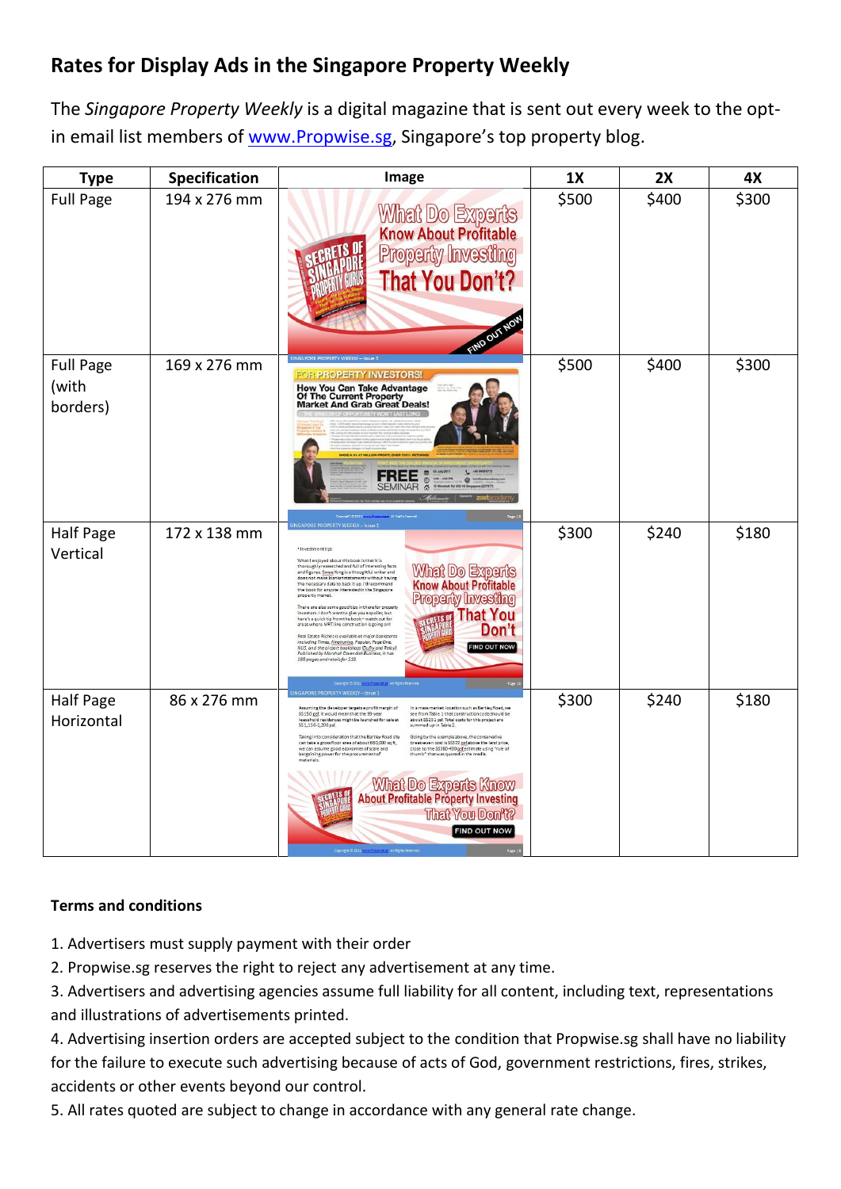## Rates for Display Ads in the Singapore Property Weekly

The *Singapore Property Weekly* is a digital magazine that is sent out every week to the opt-in email list members of www.Propwise.sg, Singapore's top property blog.

| Type | Specification | Image | 1X | 2X | 4X |
|---|---|---|---|---|---|
| Full Page | 194 x 276 mm | | $500 | $400 | $300 |
| Full Page (with borders) | 169 x 276 mm | | $500 | $400 | $300 |
| Half Page Vertical | 172 x 138 mm | | $300 | $240 | $180 |
| Half Page Horizontal | 86 x 276 mm | | $300 | $240 | $180 |

### Terms and conditions

1. Advertisers must supply payment with their order
2. Propwise.sg reserves the right to reject any advertisement at any time.
3. Advertisers and advertising agencies assume full liability for all content, including text, representations and illustrations of advertisements printed.
4. Advertising insertion orders are accepted subject to the condition that Propwise.sg shall have no liability for the failure to execute such advertising because of acts of God, government restrictions, fires, strikes, accidents or other events beyond our control.
5. All rates quoted are subject to change in accordance with any general rate change.